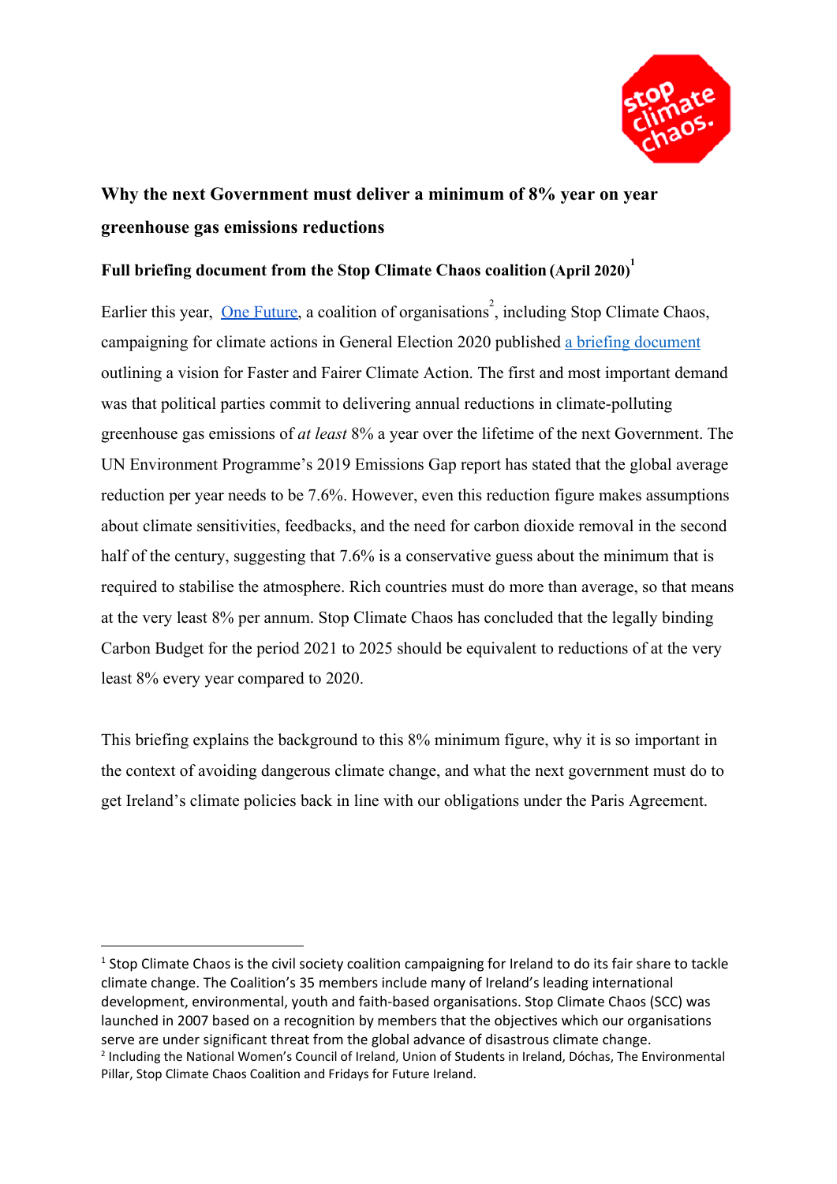# Why the next Government must deliver a minimum of 8% year on year greenhouse gas emissions reductions

## Full briefing document from the Stop Climate Chaos coalition (April 2020)[1]

Earlier this year, One Future, a coalition of organisations[2], including Stop Climate Chaos, campaigning for climate actions in General Election 2020 published a briefing document outlining a vision for Faster and Fairer Climate Action. The first and most important demand was that political parties commit to delivering annual reductions in climate-polluting greenhouse gas emissions of *at least* 8% a year over the lifetime of the next Government. The UN Environment Programme's 2019 Emissions Gap report has stated that the global average reduction per year needs to be 7.6%. However, even this reduction figure makes assumptions about climate sensitivities, feedbacks, and the need for carbon dioxide removal in the second half of the century, suggesting that 7.6% is a conservative guess about the minimum that is required to stabilise the atmosphere. Rich countries must do more than average, so that means at the very least 8% per annum. Stop Climate Chaos has concluded that the legally binding Carbon Budget for the period 2021 to 2025 should be equivalent to reductions of at the very least 8% every year compared to 2020.

This briefing explains the background to this 8% minimum figure, why it is so important in the context of avoiding dangerous climate change, and what the next government must do to get Ireland's climate policies back in line with our obligations under the Paris Agreement.

---

[1] Stop Climate Chaos is the civil society coalition campaigning for Ireland to do its fair share to tackle climate change. The Coalition's 35 members include many of Ireland's leading international development, environmental, youth and faith-based organisations. Stop Climate Chaos (SCC) was launched in 2007 based on a recognition by members that the objectives which our organisations serve are under significant threat from the global advance of disastrous climate change.

[2] Including the National Women's Council of Ireland, Union of Students in Ireland, Dóchas, The Environmental Pillar, Stop Climate Chaos Coalition and Fridays for Future Ireland.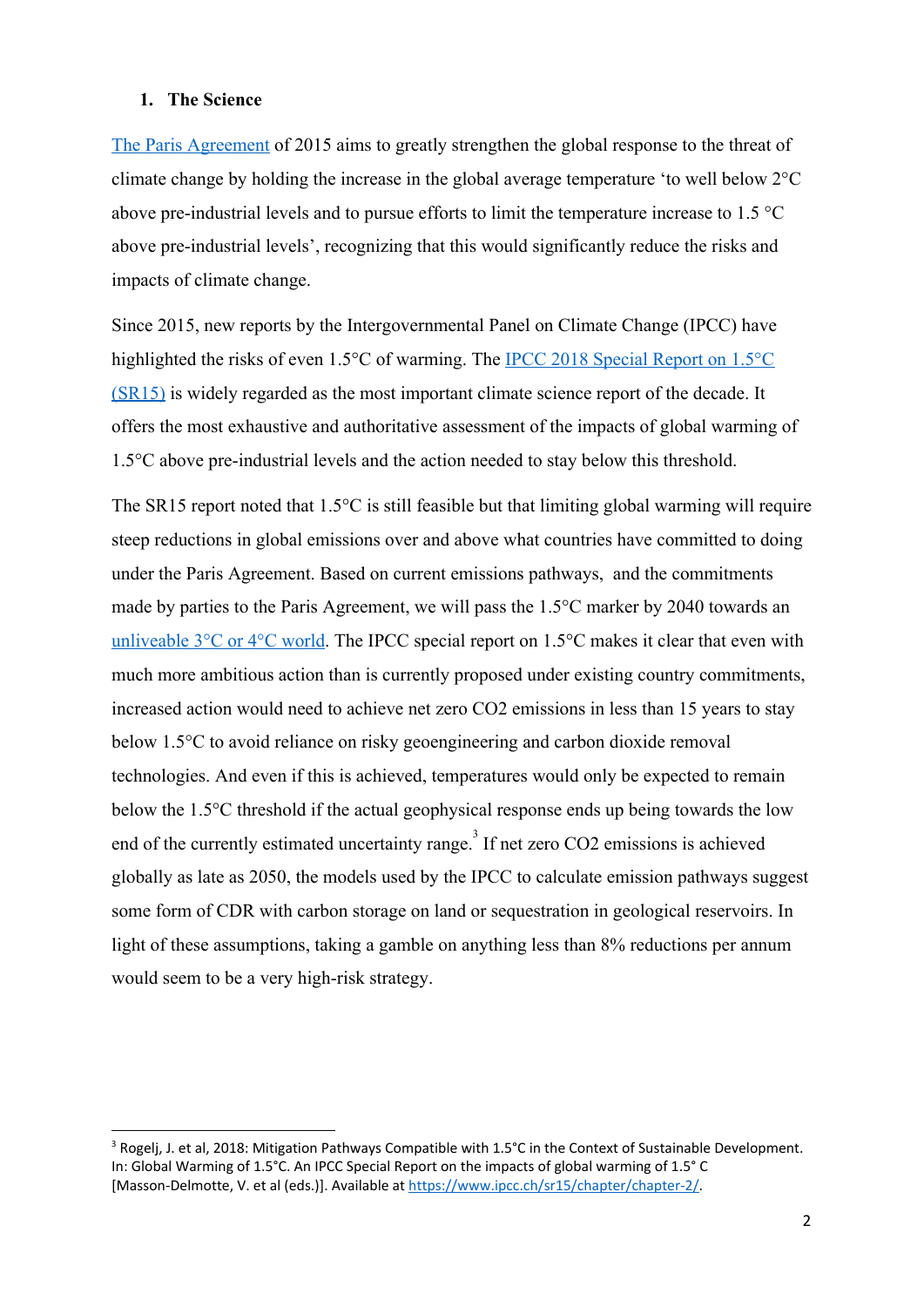## 1. The Science

The Paris Agreement of 2015 aims to greatly strengthen the global response to the threat of climate change by holding the increase in the global average temperature 'to well below 2°C above pre-industrial levels and to pursue efforts to limit the temperature increase to 1.5 °C above pre-industrial levels', recognizing that this would significantly reduce the risks and impacts of climate change.

Since 2015, new reports by the Intergovernmental Panel on Climate Change (IPCC) have highlighted the risks of even 1.5°C of warming. The IPCC 2018 Special Report on 1.5°C (SR15) is widely regarded as the most important climate science report of the decade. It offers the most exhaustive and authoritative assessment of the impacts of global warming of 1.5°C above pre-industrial levels and the action needed to stay below this threshold.

The SR15 report noted that 1.5°C is still feasible but that limiting global warming will require steep reductions in global emissions over and above what countries have committed to doing under the Paris Agreement. Based on current emissions pathways, and the commitments made by parties to the Paris Agreement, we will pass the 1.5°C marker by 2040 towards an unliveable 3°C or 4°C world. The IPCC special report on 1.5°C makes it clear that even with much more ambitious action than is currently proposed under existing country commitments, increased action would need to achieve net zero CO2 emissions in less than 15 years to stay below 1.5°C to avoid reliance on risky geoengineering and carbon dioxide removal technologies. And even if this is achieved, temperatures would only be expected to remain below the 1.5°C threshold if the actual geophysical response ends up being towards the low end of the currently estimated uncertainty range.[3] If net zero CO2 emissions is achieved globally as late as 2050, the models used by the IPCC to calculate emission pathways suggest some form of CDR with carbon storage on land or sequestration in geological reservoirs. In light of these assumptions, taking a gamble on anything less than 8% reductions per annum would seem to be a very high-risk strategy.

---

[3] Rogelj, J. et al, 2018: Mitigation Pathways Compatible with 1.5°C in the Context of Sustainable Development. In: Global Warming of 1.5°C. An IPCC Special Report on the impacts of global warming of 1.5° C [Masson-Delmotte, V. et al (eds.)]. Available at https://www.ipcc.ch/sr15/chapter/chapter-2/.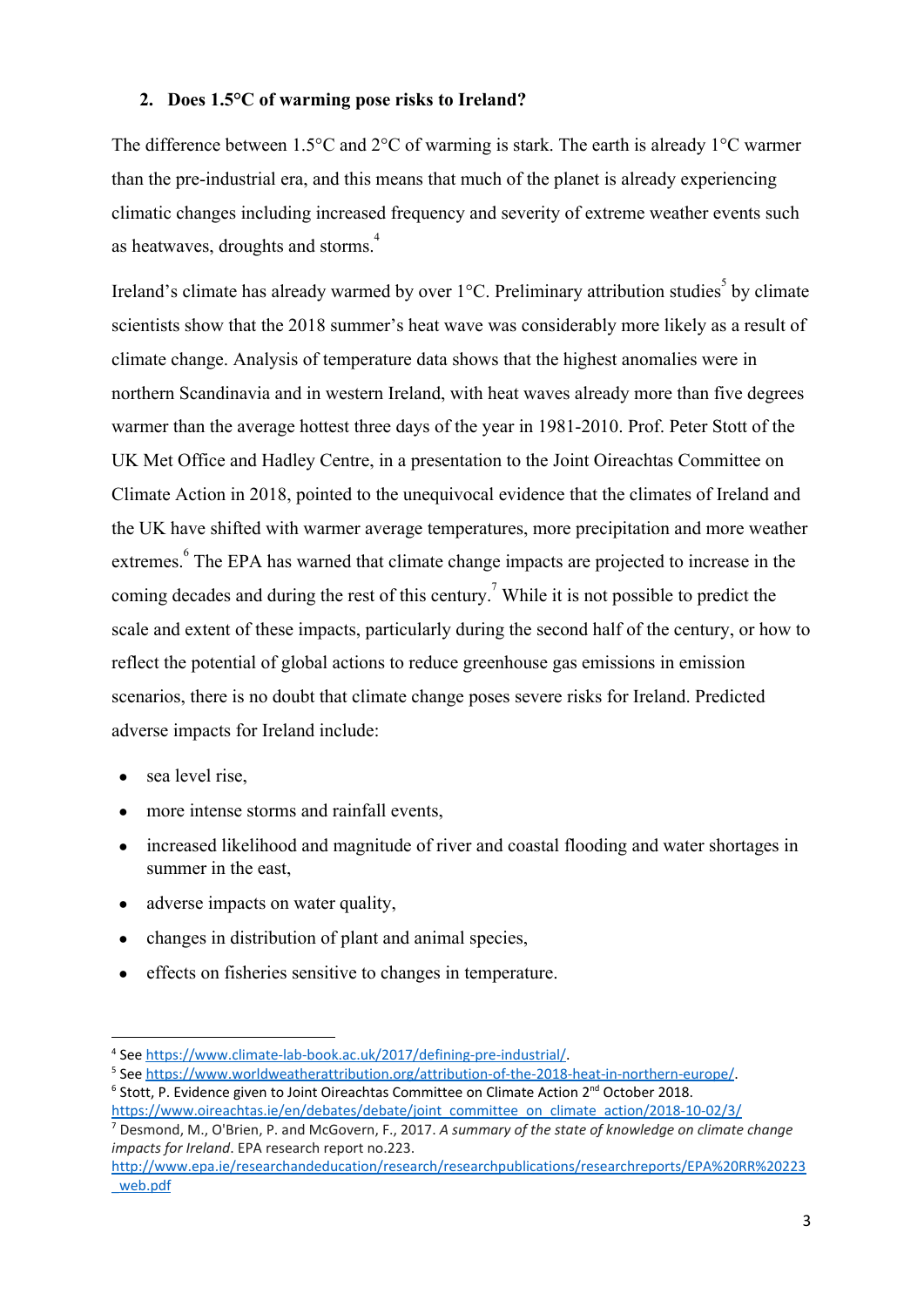## 2. Does 1.5°C of warming pose risks to Ireland?

The difference between 1.5°C and 2°C of warming is stark. The earth is already 1°C warmer than the pre-industrial era, and this means that much of the planet is already experiencing climatic changes including increased frequency and severity of extreme weather events such as heatwaves, droughts and storms.[4]

Ireland's climate has already warmed by over 1°C. Preliminary attribution studies[5] by climate scientists show that the 2018 summer's heat wave was considerably more likely as a result of climate change. Analysis of temperature data shows that the highest anomalies were in northern Scandinavia and in western Ireland, with heat waves already more than five degrees warmer than the average hottest three days of the year in 1981-2010. Prof. Peter Stott of the UK Met Office and Hadley Centre, in a presentation to the Joint Oireachtas Committee on Climate Action in 2018, pointed to the unequivocal evidence that the climates of Ireland and the UK have shifted with warmer average temperatures, more precipitation and more weather extremes.[6] The EPA has warned that climate change impacts are projected to increase in the coming decades and during the rest of this century.[7] While it is not possible to predict the scale and extent of these impacts, particularly during the second half of the century, or how to reflect the potential of global actions to reduce greenhouse gas emissions in emission scenarios, there is no doubt that climate change poses severe risks for Ireland. Predicted adverse impacts for Ireland include:

- sea level rise,
- more intense storms and rainfall events,
- increased likelihood and magnitude of river and coastal flooding and water shortages in summer in the east,
- adverse impacts on water quality,
- changes in distribution of plant and animal species,
- effects on fisheries sensitive to changes in temperature.

---

[4] See https://www.climate-lab-book.ac.uk/2017/defining-pre-industrial/.

[5] See https://www.worldweatherattribution.org/attribution-of-the-2018-heat-in-northern-europe/.

[6] Stott, P. Evidence given to Joint Oireachtas Committee on Climate Action 2nd October 2018. https://www.oireachtas.ie/en/debates/debate/joint_committee_on_climate_action/2018-10-02/3/

[7] Desmond, M., O'Brien, P. and McGovern, F., 2017. *A summary of the state of knowledge on climate change impacts for Ireland*. EPA research report no.223. http://www.epa.ie/researchandeducation/research/researchpublications/researchreports/EPA%20RR%20223_web.pdf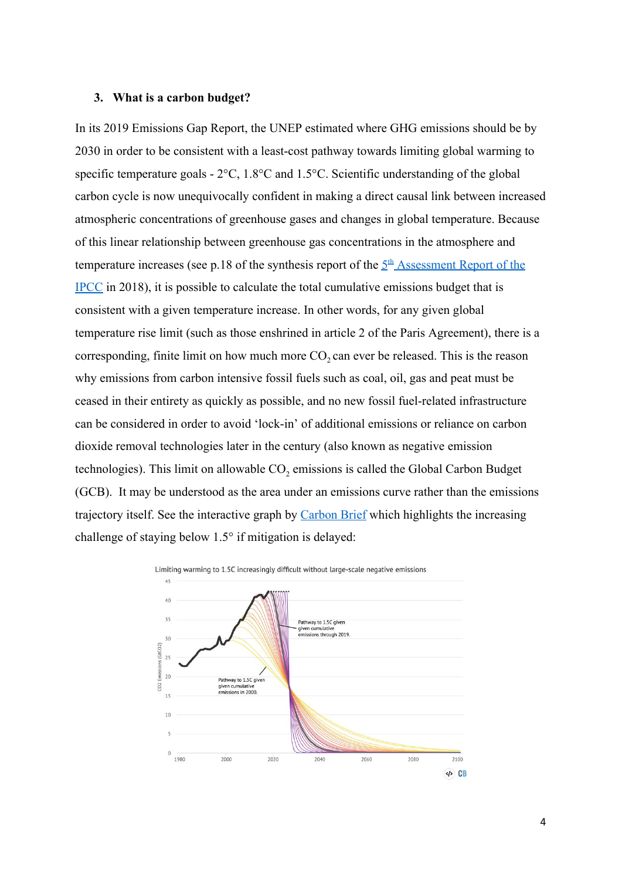### 3. What is a carbon budget?

In its 2019 Emissions Gap Report, the UNEP estimated where GHG emissions should be by 2030 in order to be consistent with a least-cost pathway towards limiting global warming to specific temperature goals - 2°C, 1.8°C and 1.5°C. Scientific understanding of the global carbon cycle is now unequivocally confident in making a direct causal link between increased atmospheric concentrations of greenhouse gases and changes in global temperature. Because of this linear relationship between greenhouse gas concentrations in the atmosphere and temperature increases (see p.18 of the synthesis report of the 5th Assessment Report of the IPCC in 2018), it is possible to calculate the total cumulative emissions budget that is consistent with a given temperature increase. In other words, for any given global temperature rise limit (such as those enshrined in article 2 of the Paris Agreement), there is a corresponding, finite limit on how much more $CO_2$ can ever be released. This is the reason why emissions from carbon intensive fossil fuels such as coal, oil, gas and peat must be ceased in their entirety as quickly as possible, and no new fossil fuel-related infrastructure can be considered in order to avoid 'lock-in' of additional emissions or reliance on carbon dioxide removal technologies later in the century (also known as negative emission technologies). This limit on allowable $CO_2$ emissions is called the Global Carbon Budget (GCB). It may be understood as the area under an emissions curve rather than the emissions trajectory itself. See the interactive graph by Carbon Brief which highlights the increasing challenge of staying below 1.5° if mitigation is delayed:

Limiting warming to 1.5C increasingly difficult without large-scale negative emissions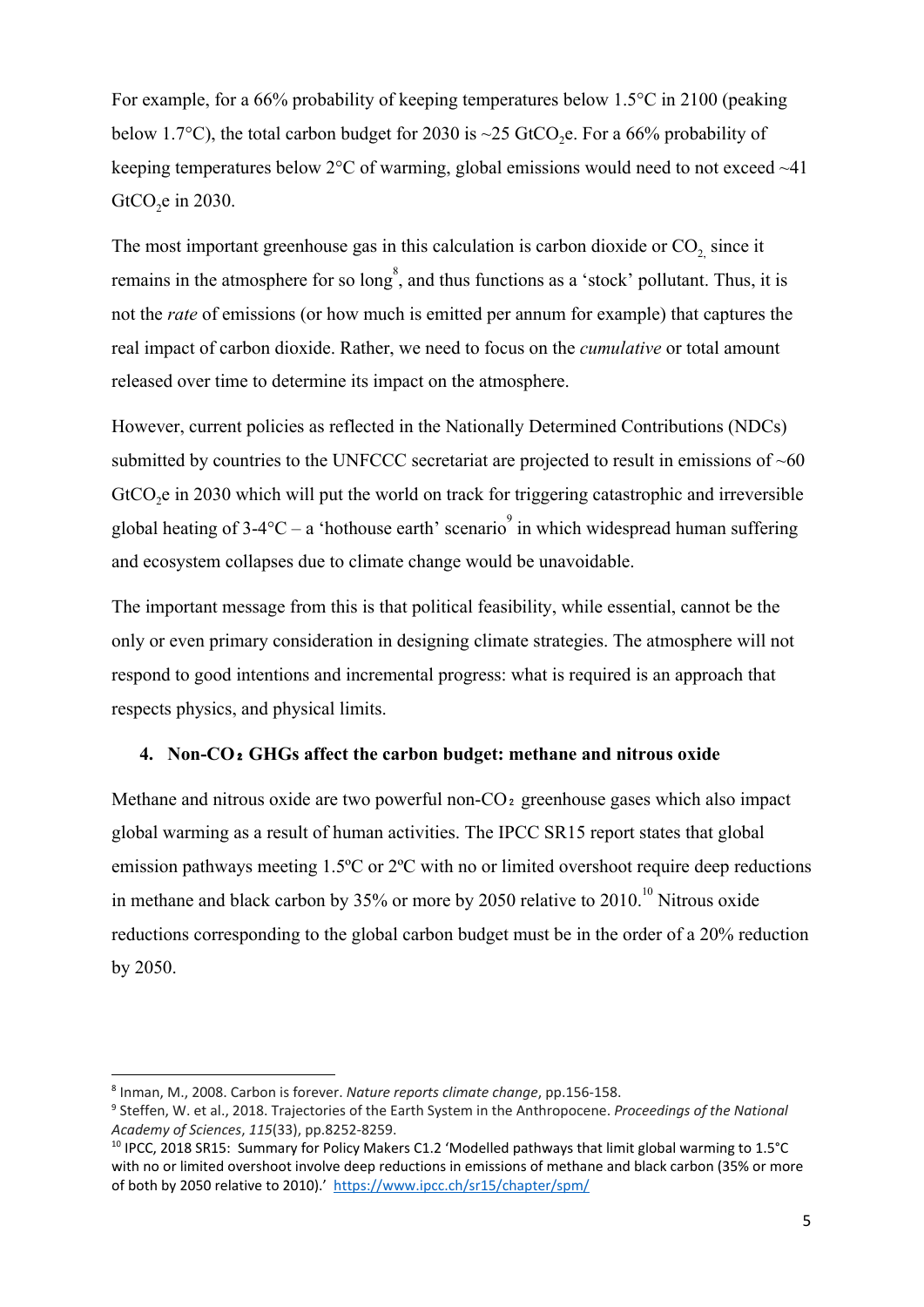For example, for a 66% probability of keeping temperatures below 1.5°C in 2100 (peaking below 1.7°C), the total carbon budget for 2030 is ~25 $GtCO_2e$. For a 66% probability of keeping temperatures below 2°C of warming, global emissions would need to not exceed ~41 $GtCO_2e$ in 2030.

The most important greenhouse gas in this calculation is carbon dioxide or $CO_2$, since it remains in the atmosphere for so long[8], and thus functions as a 'stock' pollutant. Thus, it is not the *rate* of emissions (or how much is emitted per annum for example) that captures the real impact of carbon dioxide. Rather, we need to focus on the *cumulative* or total amount released over time to determine its impact on the atmosphere.

However, current policies as reflected in the Nationally Determined Contributions (NDCs) submitted by countries to the UNFCCC secretariat are projected to result in emissions of ~60 $GtCO_2e$ in 2030 which will put the world on track for triggering catastrophic and irreversible global heating of 3-4°C – a 'hothouse earth' scenario[9] in which widespread human suffering and ecosystem collapses due to climate change would be unavoidable.

The important message from this is that political feasibility, while essential, cannot be the only or even primary consideration in designing climate strategies. The atmosphere will not respond to good intentions and incremental progress: what is required is an approach that respects physics, and physical limits.

### 4. Non-$CO_2$ GHGs affect the carbon budget: methane and nitrous oxide

Methane and nitrous oxide are two powerful non-$CO_2$ greenhouse gases which also impact global warming as a result of human activities. The IPCC SR15 report states that global emission pathways meeting 1.5ºC or 2ºC with no or limited overshoot require deep reductions in methane and black carbon by 35% or more by 2050 relative to 2010.[10] Nitrous oxide reductions corresponding to the global carbon budget must be in the order of a 20% reduction by 2050.

---

[8] Inman, M., 2008. Carbon is forever. *Nature reports climate change*, pp.156-158.

[9] Steffen, W. et al., 2018. Trajectories of the Earth System in the Anthropocene. *Proceedings of the National Academy of Sciences*, *115*(33), pp.8252-8259.

[10] IPCC, 2018 SR15: Summary for Policy Makers C1.2 'Modelled pathways that limit global warming to 1.5°C with no or limited overshoot involve deep reductions in emissions of methane and black carbon (35% or more of both by 2050 relative to 2010).' https://www.ipcc.ch/sr15/chapter/spm/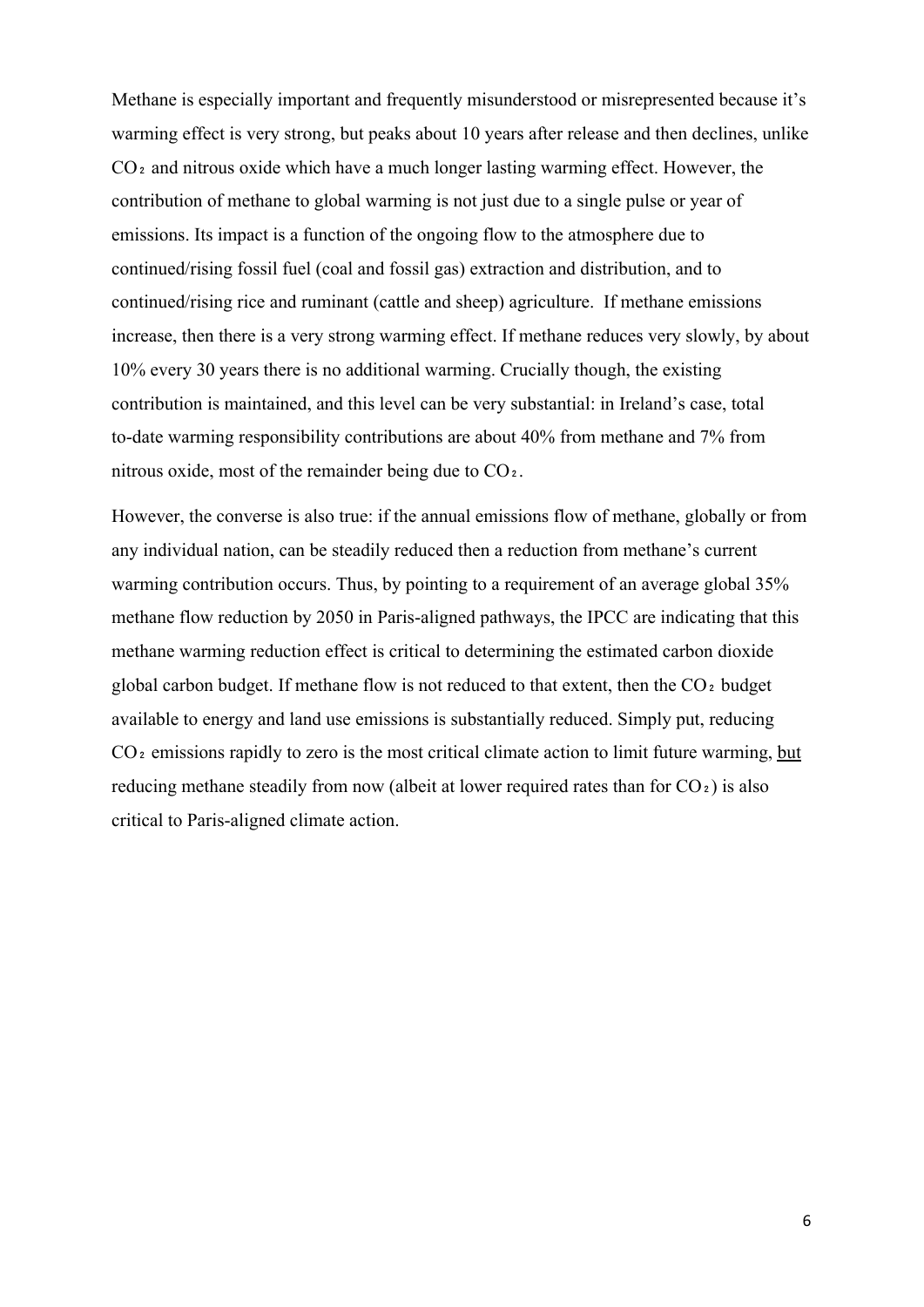Methane is especially important and frequently misunderstood or misrepresented because it's warming effect is very strong, but peaks about 10 years after release and then declines, unlike $CO_2$ and nitrous oxide which have a much longer lasting warming effect. However, the contribution of methane to global warming is not just due to a single pulse or year of emissions. Its impact is a function of the ongoing flow to the atmosphere due to continued/rising fossil fuel (coal and fossil gas) extraction and distribution, and to continued/rising rice and ruminant (cattle and sheep) agriculture. If methane emissions increase, then there is a very strong warming effect. If methane reduces very slowly, by about 10% every 30 years there is no additional warming. Crucially though, the existing contribution is maintained, and this level can be very substantial: in Ireland's case, total to-date warming responsibility contributions are about 40% from methane and 7% from nitrous oxide, most of the remainder being due to $CO_2$.

However, the converse is also true: if the annual emissions flow of methane, globally or from any individual nation, can be steadily reduced then a reduction from methane's current warming contribution occurs. Thus, by pointing to a requirement of an average global 35% methane flow reduction by 2050 in Paris-aligned pathways, the IPCC are indicating that this methane warming reduction effect is critical to determining the estimated carbon dioxide global carbon budget. If methane flow is not reduced to that extent, then the $CO_2$ budget available to energy and land use emissions is substantially reduced. Simply put, reducing $CO_2$ emissions rapidly to zero is the most critical climate action to limit future warming, <u>but</u> reducing methane steadily from now (albeit at lower required rates than for $CO_2$) is also critical to Paris-aligned climate action.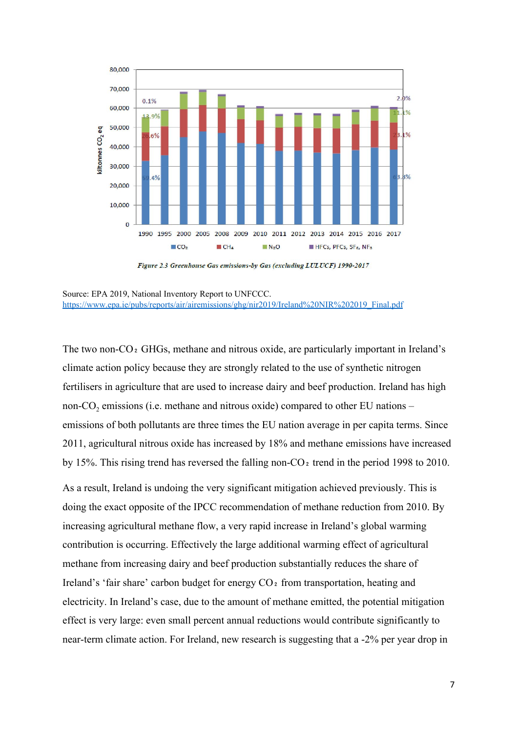Figure 2.3 Greenhouse Gas emissions-by Gas (excluding LULUCF) 1990-2017

Source: EPA 2019, National Inventory Report to UNFCCC.
https://www.epa.ie/pubs/reports/air/airemissions/ghg/nir2019/Ireland%20NIR%202019_Final.pdf

The two non-$CO_2$ GHGs, methane and nitrous oxide, are particularly important in Ireland's climate action policy because they are strongly related to the use of synthetic nitrogen fertilisers in agriculture that are used to increase dairy and beef production. Ireland has high non-$CO_2$ emissions (i.e. methane and nitrous oxide) compared to other EU nations – emissions of both pollutants are three times the EU nation average in per capita terms. Since 2011, agricultural nitrous oxide has increased by 18% and methane emissions have increased by 15%. This rising trend has reversed the falling non-$CO_2$ trend in the period 1998 to 2010.

As a result, Ireland is undoing the very significant mitigation achieved previously. This is doing the exact opposite of the IPCC recommendation of methane reduction from 2010. By increasing agricultural methane flow, a very rapid increase in Ireland's global warming contribution is occurring. Effectively the large additional warming effect of agricultural methane from increasing dairy and beef production substantially reduces the share of Ireland's 'fair share' carbon budget for energy $CO_2$ from transportation, heating and electricity. In Ireland's case, due to the amount of methane emitted, the potential mitigation effect is very large: even small percent annual reductions would contribute significantly to near-term climate action. For Ireland, new research is suggesting that a -2% per year drop in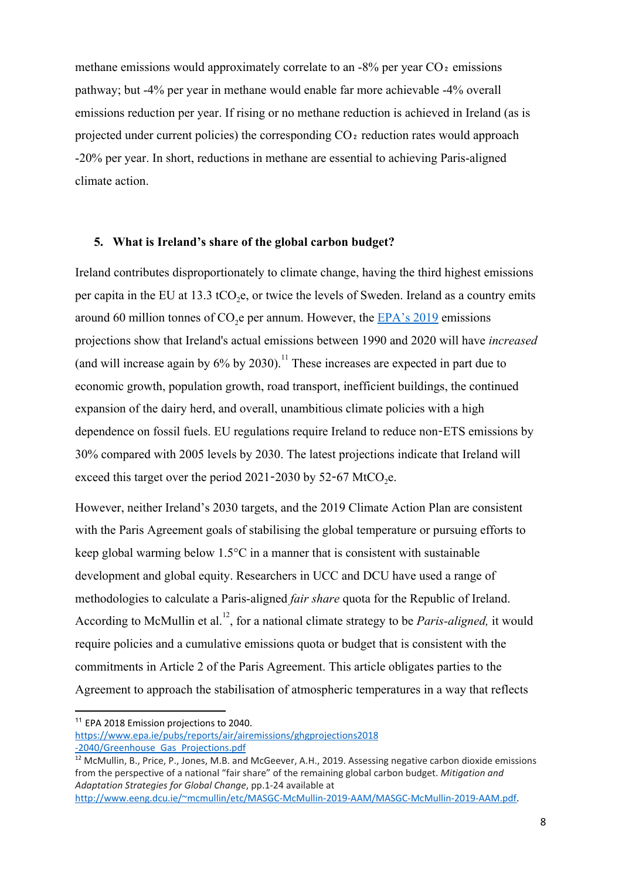methane emissions would approximately correlate to an -8% per year $CO_2$ emissions pathway; but -4% per year in methane would enable far more achievable -4% overall emissions reduction per year. If rising or no methane reduction is achieved in Ireland (as is projected under current policies) the corresponding $CO_2$ reduction rates would approach -20% per year. In short, reductions in methane are essential to achieving Paris-aligned climate action.

## 5. What is Ireland's share of the global carbon budget?

Ireland contributes disproportionately to climate change, having the third highest emissions per capita in the EU at 13.3 $tCO_2e$, or twice the levels of Sweden. Ireland as a country emits around 60 million tonnes of $CO_2e$ per annum. However, the [EPA's 2019](https://www.epa.ie/pubs/reports/air/airemissions/ghgprojections2018-2040/Greenhouse_Gas_Projections.pdf) emissions projections show that Ireland's actual emissions between 1990 and 2020 will have *increased* (and will increase again by 6% by 2030).[11] These increases are expected in part due to economic growth, population growth, road transport, inefficient buildings, the continued expansion of the dairy herd, and overall, unambitious climate policies with a high dependence on fossil fuels. EU regulations require Ireland to reduce non-ETS emissions by 30% compared with 2005 levels by 2030. The latest projections indicate that Ireland will exceed this target over the period 2021-2030 by 52-67 $MtCO_2e$.

However, neither Ireland's 2030 targets, and the 2019 Climate Action Plan are consistent with the Paris Agreement goals of stabilising the global temperature or pursuing efforts to keep global warming below 1.5°C in a manner that is consistent with sustainable development and global equity. Researchers in UCC and DCU have used a range of methodologies to calculate a Paris-aligned *fair share* quota for the Republic of Ireland. According to McMullin et al.[12], for a national climate strategy to be *Paris-aligned,* it would require policies and a cumulative emissions quota or budget that is consistent with the commitments in Article 2 of the Paris Agreement. This article obligates parties to the Agreement to approach the stabilisation of atmospheric temperatures in a way that reflects

---

[11] EPA 2018 Emission projections to 2040. https://www.epa.ie/pubs/reports/air/airemissions/ghgprojections2018-2040/Greenhouse_Gas_Projections.pdf

[12] McMullin, B., Price, P., Jones, M.B. and McGeever, A.H., 2019. Assessing negative carbon dioxide emissions from the perspective of a national "fair share" of the remaining global carbon budget. *Mitigation and Adaptation Strategies for Global Change*, pp.1-24 available at http://www.eeng.dcu.ie/~mcmullin/etc/MASGC-McMullin-2019-AAM/MASGC-McMullin-2019-AAM.pdf.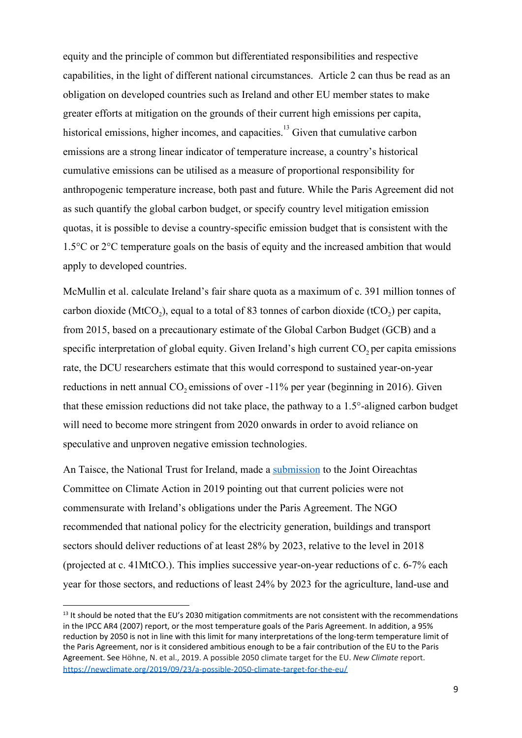equity and the principle of common but differentiated responsibilities and respective capabilities, in the light of different national circumstances. Article 2 can thus be read as an obligation on developed countries such as Ireland and other EU member states to make greater efforts at mitigation on the grounds of their current high emissions per capita, historical emissions, higher incomes, and capacities.[13] Given that cumulative carbon emissions are a strong linear indicator of temperature increase, a country's historical cumulative emissions can be utilised as a measure of proportional responsibility for anthropogenic temperature increase, both past and future. While the Paris Agreement did not as such quantify the global carbon budget, or specify country level mitigation emission quotas, it is possible to devise a country-specific emission budget that is consistent with the 1.5°C or 2°C temperature goals on the basis of equity and the increased ambition that would apply to developed countries.

McMullin et al. calculate Ireland's fair share quota as a maximum of c. 391 million tonnes of carbon dioxide ($MtCO_2$), equal to a total of 83 tonnes of carbon dioxide ($tCO_2$) per capita, from 2015, based on a precautionary estimate of the Global Carbon Budget (GCB) and a specific interpretation of global equity. Given Ireland's high current $CO_2$ per capita emissions rate, the DCU researchers estimate that this would correspond to sustained year-on-year reductions in nett annual $CO_2$ emissions of over -11% per year (beginning in 2016). Given that these emission reductions did not take place, the pathway to a 1.5°-aligned carbon budget will need to become more stringent from 2020 onwards in order to avoid reliance on speculative and unproven negative emission technologies.

An Taisce, the National Trust for Ireland, made a [submission] to the Joint Oireachtas Committee on Climate Action in 2019 pointing out that current policies were not commensurate with Ireland's obligations under the Paris Agreement. The NGO recommended that national policy for the electricity generation, buildings and transport sectors should deliver reductions of at least 28% by 2023, relative to the level in 2018 (projected at c. 41MtCO.). This implies successive year-on-year reductions of c. 6-7% each year for those sectors, and reductions of least 24% by 2023 for the agriculture, land-use and

---

[13] It should be noted that the EU's 2030 mitigation commitments are not consistent with the recommendations in the IPCC AR4 (2007) report, or the most temperature goals of the Paris Agreement. In addition, a 95% reduction by 2050 is not in line with this limit for many interpretations of the long-term temperature limit of the Paris Agreement, nor is it considered ambitious enough to be a fair contribution of the EU to the Paris Agreement. See Höhne, N. et al., 2019. A possible 2050 climate target for the EU. *New Climate* report. https://newclimate.org/2019/09/23/a-possible-2050-climate-target-for-the-eu/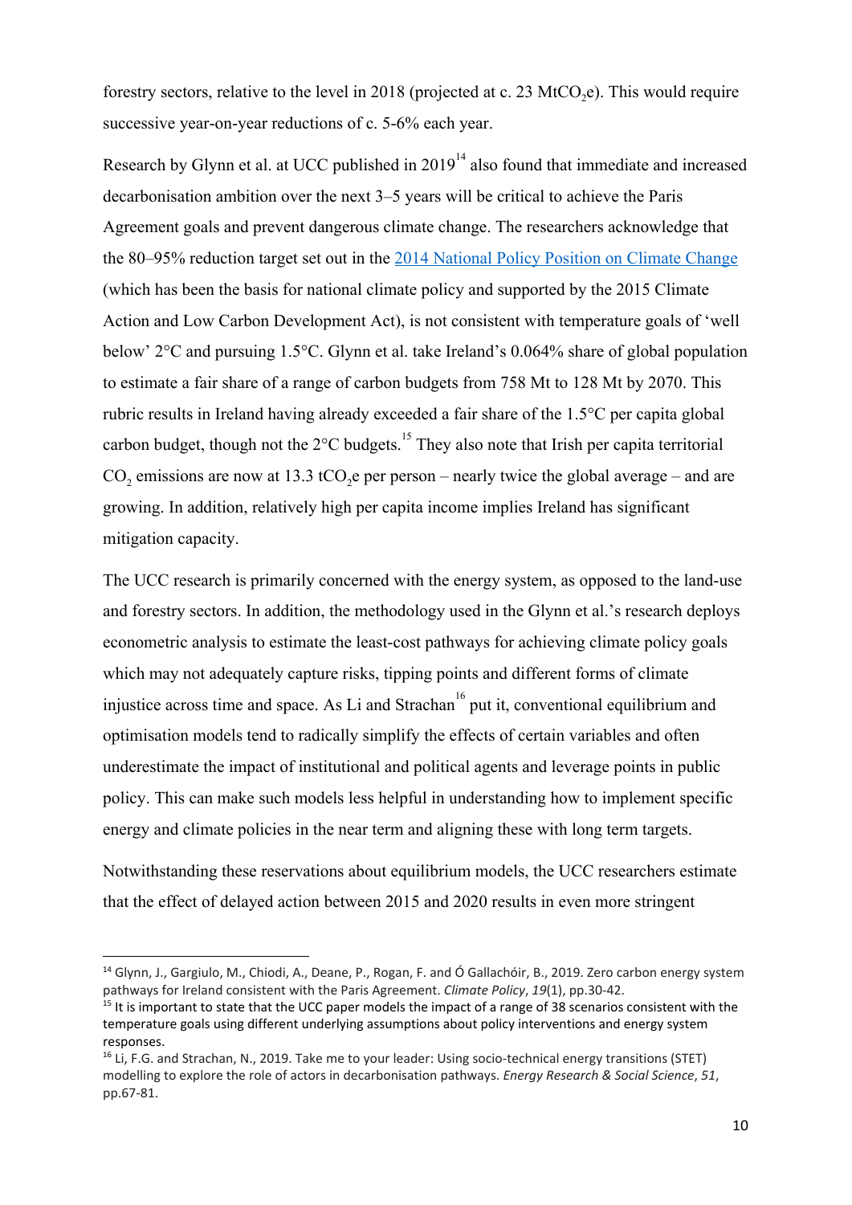forestry sectors, relative to the level in 2018 (projected at c. 23 $MtCO_2e$). This would require successive year-on-year reductions of c. 5-6% each year.

Research by Glynn et al. at UCC published in 2019[14] also found that immediate and increased decarbonisation ambition over the next 3–5 years will be critical to achieve the Paris Agreement goals and prevent dangerous climate change. The researchers acknowledge that the 80–95% reduction target set out in the [2014 National Policy Position on Climate Change](#) (which has been the basis for national climate policy and supported by the 2015 Climate Action and Low Carbon Development Act), is not consistent with temperature goals of 'well below' 2°C and pursuing 1.5°C. Glynn et al. take Ireland's 0.064% share of global population to estimate a fair share of a range of carbon budgets from 758 Mt to 128 Mt by 2070. This rubric results in Ireland having already exceeded a fair share of the 1.5°C per capita global carbon budget, though not the 2°C budgets.[15] They also note that Irish per capita territorial $CO_2$ emissions are now at 13.3 $tCO_2e$ per person – nearly twice the global average – and are growing. In addition, relatively high per capita income implies Ireland has significant mitigation capacity.

The UCC research is primarily concerned with the energy system, as opposed to the land-use and forestry sectors. In addition, the methodology used in the Glynn et al.'s research deploys econometric analysis to estimate the least-cost pathways for achieving climate policy goals which may not adequately capture risks, tipping points and different forms of climate injustice across time and space. As Li and Strachan[16] put it, conventional equilibrium and optimisation models tend to radically simplify the effects of certain variables and often underestimate the impact of institutional and political agents and leverage points in public policy. This can make such models less helpful in understanding how to implement specific energy and climate policies in the near term and aligning these with long term targets.

Notwithstanding these reservations about equilibrium models, the UCC researchers estimate that the effect of delayed action between 2015 and 2020 results in even more stringent

---

[14] Glynn, J., Gargiulo, M., Chiodi, A., Deane, P., Rogan, F. and Ó Gallachóir, B., 2019. Zero carbon energy system pathways for Ireland consistent with the Paris Agreement. *Climate Policy*, *19*(1), pp.30-42.

[15] It is important to state that the UCC paper models the impact of a range of 38 scenarios consistent with the temperature goals using different underlying assumptions about policy interventions and energy system responses.

[16] Li, F.G. and Strachan, N., 2019. Take me to your leader: Using socio-technical energy transitions (STET) modelling to explore the role of actors in decarbonisation pathways. *Energy Research & Social Science*, *51*, pp.67-81.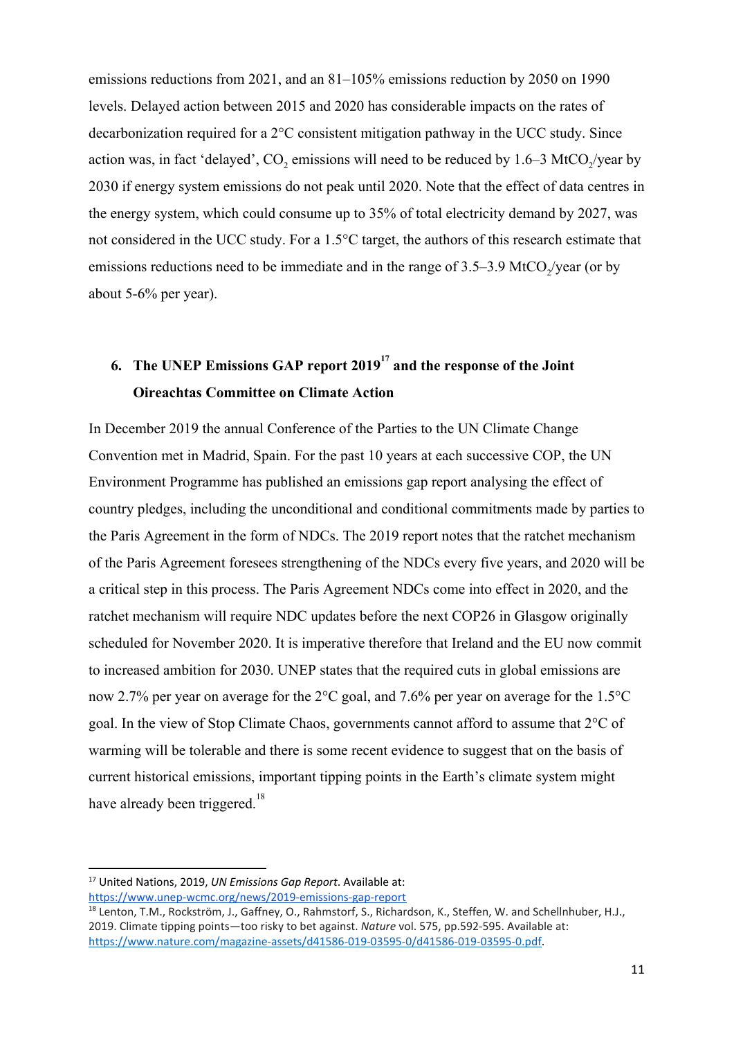emissions reductions from 2021, and an 81–105% emissions reduction by 2050 on 1990 levels. Delayed action between 2015 and 2020 has considerable impacts on the rates of decarbonization required for a 2°C consistent mitigation pathway in the UCC study. Since action was, in fact 'delayed', $CO_2$ emissions will need to be reduced by 1.6–3 $MtCO_2$/year by 2030 if energy system emissions do not peak until 2020. Note that the effect of data centres in the energy system, which could consume up to 35% of total electricity demand by 2027, was not considered in the UCC study. For a 1.5°C target, the authors of this research estimate that emissions reductions need to be immediate and in the range of 3.5–3.9 $MtCO_2$/year (or by about 5-6% per year).

## 6. The UNEP Emissions GAP report 2019[17] and the response of the Joint Oireachtas Committee on Climate Action

In December 2019 the annual Conference of the Parties to the UN Climate Change Convention met in Madrid, Spain. For the past 10 years at each successive COP, the UN Environment Programme has published an emissions gap report analysing the effect of country pledges, including the unconditional and conditional commitments made by parties to the Paris Agreement in the form of NDCs. The 2019 report notes that the ratchet mechanism of the Paris Agreement foresees strengthening of the NDCs every five years, and 2020 will be a critical step in this process. The Paris Agreement NDCs come into effect in 2020, and the ratchet mechanism will require NDC updates before the next COP26 in Glasgow originally scheduled for November 2020. It is imperative therefore that Ireland and the EU now commit to increased ambition for 2030. UNEP states that the required cuts in global emissions are now 2.7% per year on average for the 2°C goal, and 7.6% per year on average for the 1.5°C goal. In the view of Stop Climate Chaos, governments cannot afford to assume that 2°C of warming will be tolerable and there is some recent evidence to suggest that on the basis of current historical emissions, important tipping points in the Earth's climate system might have already been triggered.[18]

---

[17] United Nations, 2019, *UN Emissions Gap Report*. Available at: https://www.unep-wcmc.org/news/2019-emissions-gap-report

[18] Lenton, T.M., Rockström, J., Gaffney, O., Rahmstorf, S., Richardson, K., Steffen, W. and Schellnhuber, H.J., 2019. Climate tipping points—too risky to bet against. *Nature* vol. 575, pp.592-595. Available at: https://www.nature.com/magazine-assets/d41586-019-03595-0/d41586-019-03595-0.pdf.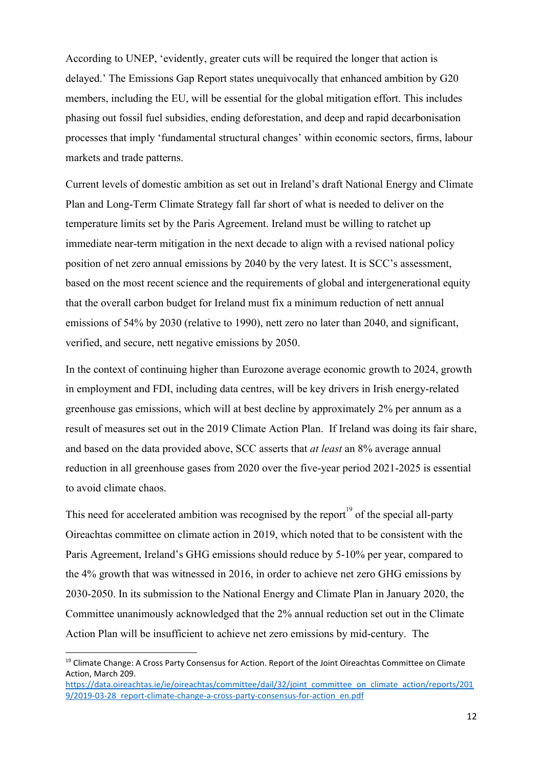According to UNEP, 'evidently, greater cuts will be required the longer that action is delayed.' The Emissions Gap Report states unequivocally that enhanced ambition by G20 members, including the EU, will be essential for the global mitigation effort. This includes phasing out fossil fuel subsidies, ending deforestation, and deep and rapid decarbonisation processes that imply 'fundamental structural changes' within economic sectors, firms, labour markets and trade patterns.

Current levels of domestic ambition as set out in Ireland's draft National Energy and Climate Plan and Long-Term Climate Strategy fall far short of what is needed to deliver on the temperature limits set by the Paris Agreement. Ireland must be willing to ratchet up immediate near-term mitigation in the next decade to align with a revised national policy position of net zero annual emissions by 2040 by the very latest. It is SCC's assessment, based on the most recent science and the requirements of global and intergenerational equity that the overall carbon budget for Ireland must fix a minimum reduction of nett annual emissions of 54% by 2030 (relative to 1990), nett zero no later than 2040, and significant, verified, and secure, nett negative emissions by 2050.

In the context of continuing higher than Eurozone average economic growth to 2024, growth in employment and FDI, including data centres, will be key drivers in Irish energy-related greenhouse gas emissions, which will at best decline by approximately 2% per annum as a result of measures set out in the 2019 Climate Action Plan. If Ireland was doing its fair share, and based on the data provided above, SCC asserts that *at least* an 8% average annual reduction in all greenhouse gases from 2020 over the five-year period 2021-2025 is essential to avoid climate chaos.

This need for accelerated ambition was recognised by the report[19] of the special all-party Oireachtas committee on climate action in 2019, which noted that to be consistent with the Paris Agreement, Ireland's GHG emissions should reduce by 5-10% per year, compared to the 4% growth that was witnessed in 2016, in order to achieve net zero GHG emissions by 2030-2050. In its submission to the National Energy and Climate Plan in January 2020, the Committee unanimously acknowledged that the 2% annual reduction set out in the Climate Action Plan will be insufficient to achieve net zero emissions by mid-century. The

---

[19] Climate Change: A Cross Party Consensus for Action. Report of the Joint Oireachtas Committee on Climate Action, March 209. https://data.oireachtas.ie/ie/oireachtas/committee/dail/32/joint_committee_on_climate_action/reports/2019/2019-03-28_report-climate-change-a-cross-party-consensus-for-action_en.pdf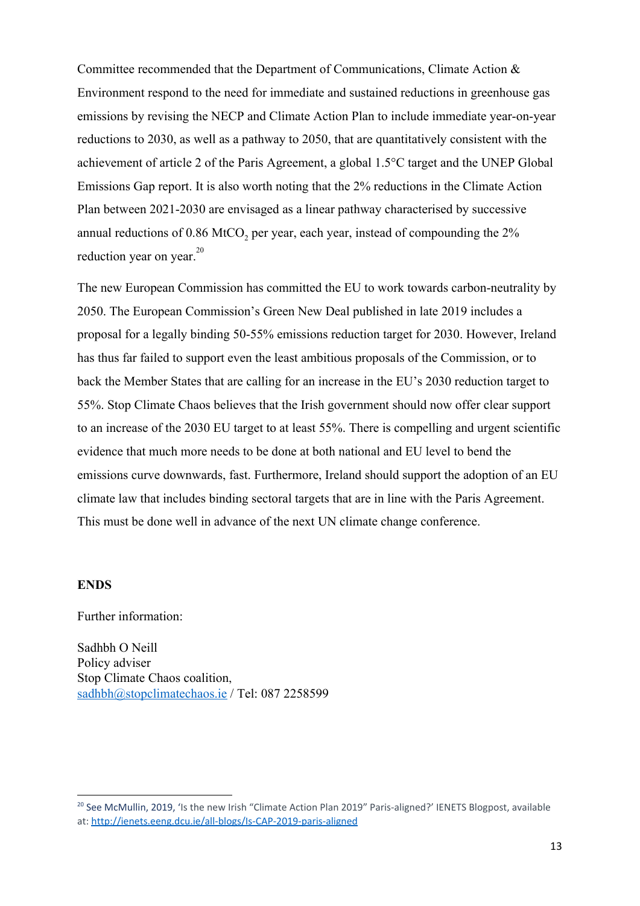Committee recommended that the Department of Communications, Climate Action & Environment respond to the need for immediate and sustained reductions in greenhouse gas emissions by revising the NECP and Climate Action Plan to include immediate year-on-year reductions to 2030, as well as a pathway to 2050, that are quantitatively consistent with the achievement of article 2 of the Paris Agreement, a global 1.5°C target and the UNEP Global Emissions Gap report. It is also worth noting that the 2% reductions in the Climate Action Plan between 2021-2030 are envisaged as a linear pathway characterised by successive annual reductions of 0.86 $MtCO_2$ per year, each year, instead of compounding the 2% reduction year on year.[20]

The new European Commission has committed the EU to work towards carbon-neutrality by 2050. The European Commission's Green New Deal published in late 2019 includes a proposal for a legally binding 50-55% emissions reduction target for 2030. However, Ireland has thus far failed to support even the least ambitious proposals of the Commission, or to back the Member States that are calling for an increase in the EU's 2030 reduction target to 55%. Stop Climate Chaos believes that the Irish government should now offer clear support to an increase of the 2030 EU target to at least 55%. There is compelling and urgent scientific evidence that much more needs to be done at both national and EU level to bend the emissions curve downwards, fast. Furthermore, Ireland should support the adoption of an EU climate law that includes binding sectoral targets that are in line with the Paris Agreement. This must be done well in advance of the next UN climate change conference.

**ENDS**

Further information:

Sadhbh O Neill
Policy adviser
Stop Climate Chaos coalition,
sadhbh@stopclimatechaos.ie / Tel: 087 2258599

---

[20] See McMullin, 2019, 'Is the new Irish "Climate Action Plan 2019" Paris-aligned?' IENETS Blogpost, available at: http://ienets.eeng.dcu.ie/all-blogs/Is-CAP-2019-paris-aligned